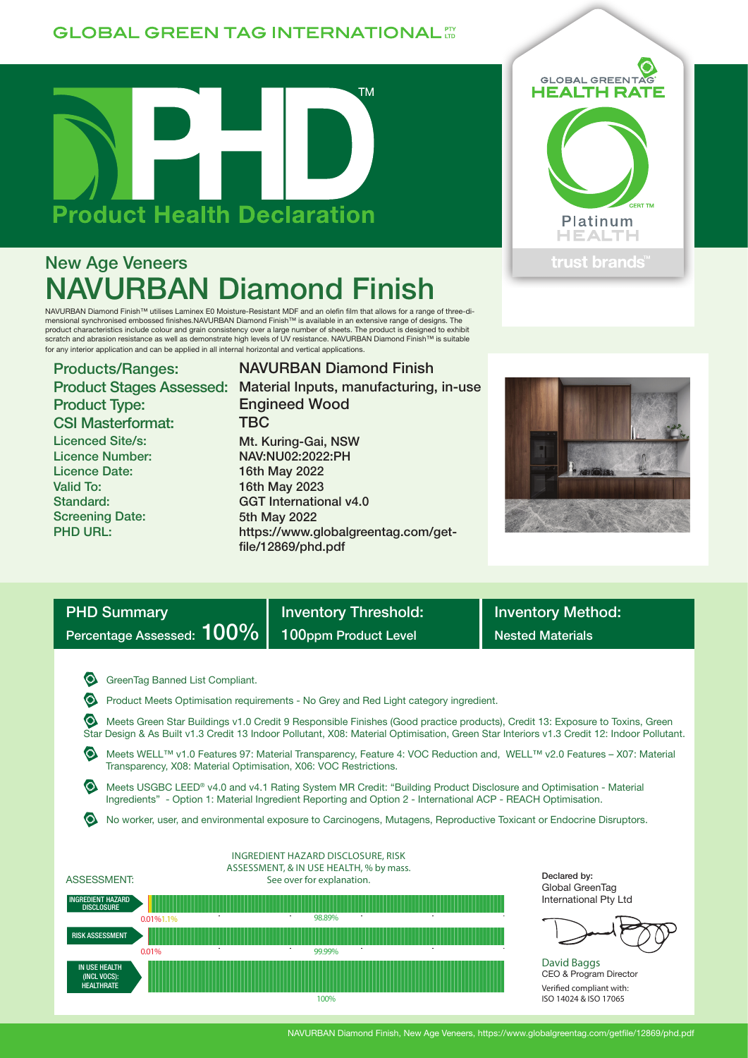GLOBAL GREEN TAG INTERNATIONAL PTY LTD

# PHD™ Product Health Declaration

GLOBAL GREENTAG HEALTH RATE CERT TM Platinum HEALTH trust brands™

## New Age Veneers

# NAVURBAN Diamond Finish

NAVURBAN Diamond Finish™ utilises Laminex E0 Moisture-Resistant MDF and an olefin film that allows for a range of three-dimensional synchronised embossed finishes.NAVURBAN Diamond Finish™ is available in an extensive range of designs. The product characteristics include colour and grain consistency over a large number of sheets. The product is designed to exhibit scratch and abrasion resistance as well as demonstrate high levels of UV resistance. NAVURBAN Diamond Finish™ is suitable for any interior application and can be applied in all internal horizontal and vertical applications.

| | |
|---|---|
| **Products/Ranges:** | NAVURBAN Diamond Finish |
| **Product Stages Assessed:** | Material Inputs, manufacturing, in-use |
| **Product Type:** | Engineed Wood |
| **CSI Masterformat:** | TBC |
| Licenced Site/s: | Mt. Kuring-Gai, NSW |
| Licence Number: | NAV:NU02:2022:PH |
| Licence Date: | 16th May 2022 |
| Valid To: | 16th May 2023 |
| Standard: | GGT International v4.0 |
| Screening Date: | 5th May 2022 |
| PHD URL: | https://www.globalgreentag.com/get-file/12869/phd.pdf |

| PHD Summary | Inventory Threshold: | Inventory Method: |
|---|---|---|
| Percentage Assessed: **100%** | 100ppm Product Level | Nested Materials |

- GreenTag Banned List Compliant.
- Product Meets Optimisation requirements - No Grey and Red Light category ingredient.
- Meets Green Star Buildings v1.0 Credit 9 Responsible Finishes (Good practice products), Credit 13: Exposure to Toxins, Green Star Design & As Built v1.3 Credit 13 Indoor Pollutant, X08: Material Optimisation, Green Star Interiors v1.3 Credit 12: Indoor Pollutant.
- Meets WELL™ v1.0 Features 97: Material Transparency, Feature 4: VOC Reduction and, WELL™ v2.0 Features – X07: Material Transparency, X08: Material Optimisation, X06: VOC Restrictions.
- Meets USGBC LEED® v4.0 and v4.1 Rating System MR Credit: "Building Product Disclosure and Optimisation - Material Ingredients" - Option 1: Material Ingredient Reporting and Option 2 - International ACP - REACH Optimisation.
- No worker, user, and environmental exposure to Carcinogens, Mutagens, Reproductive Toxicant or Endocrine Disruptors.

INGREDIENT HAZARD DISCLOSURE, RISK ASSESSMENT, & IN USE HEALTH, % by mass. See over for explanation.

| ASSESSMENT: | | | |
|---|---|---|---|
| INGREDIENT HAZARD DISCLOSURE | 0.01% | 1.1% | 98.89% |
| RISK ASSESSMENT | 0.01% | | 99.99% |
| IN USE HEALTH (INCL VOCS): HEALTHRATE | | | 100% |

Declared by:
Global GreenTag International Pty Ltd

David Baggs
CEO & Program Director

Verified compliant with:
ISO 14024 & ISO 17065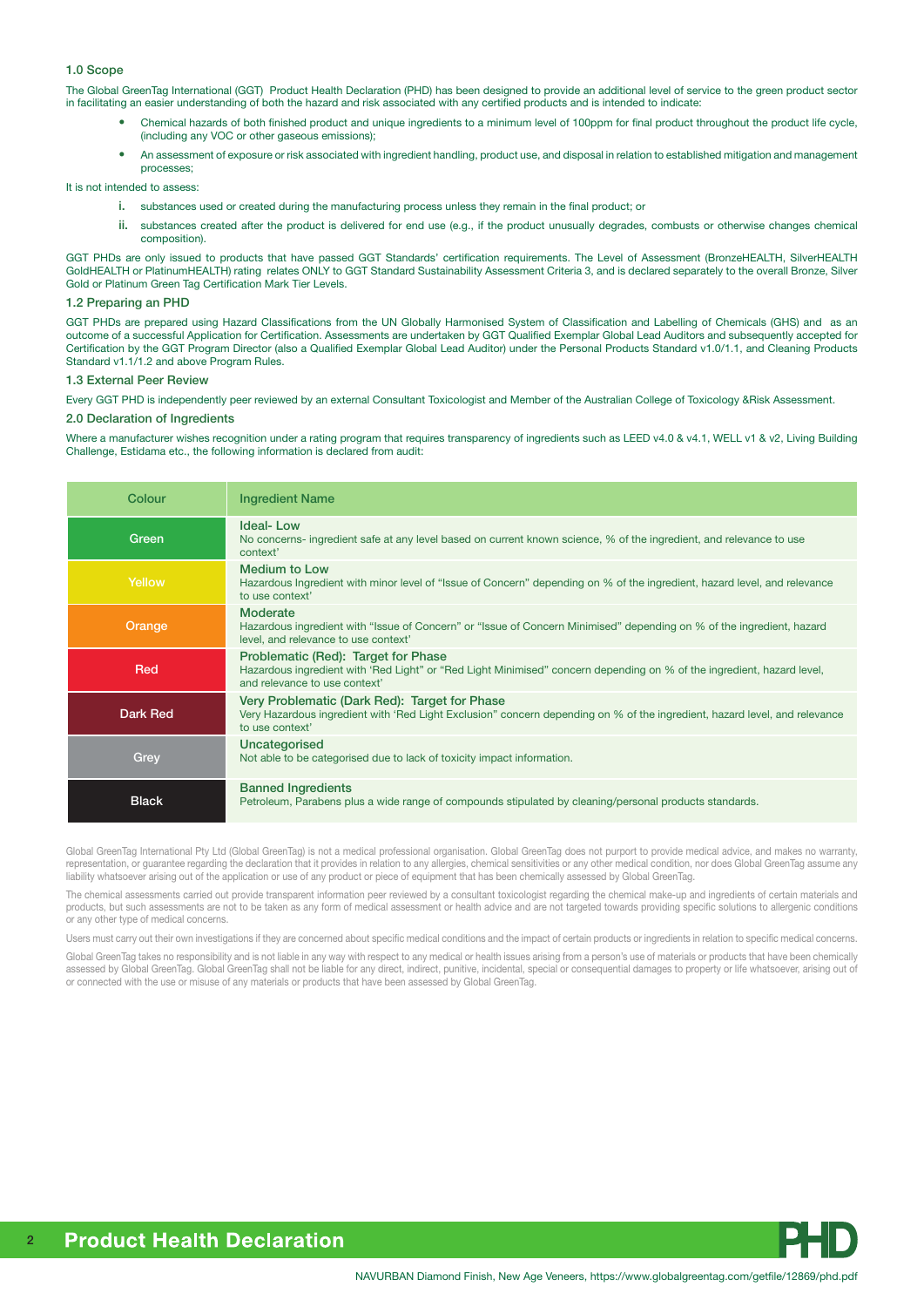### 1.0 Scope

The Global GreenTag International (GGT) Product Health Declaration (PHD) has been designed to provide an additional level of service to the green product sector in facilitating an easier understanding of both the hazard and risk associated with any certified products and is intended to indicate:

- Chemical hazards of both finished product and unique ingredients to a minimum level of 100ppm for final product throughout the product life cycle, (including any VOC or other gaseous emissions);
- An assessment of exposure or risk associated with ingredient handling, product use, and disposal in relation to established mitigation and management processes;

It is not intended to assess:

i. substances used or created during the manufacturing process unless they remain in the final product; or

ii. substances created after the product is delivered for end use (e.g., if the product unusually degrades, combusts or otherwise changes chemical composition).

GGT PHDs are only issued to products that have passed GGT Standards' certification requirements. The Level of Assessment (BronzeHEALTH, SilverHEALTH GoldHEALTH or PlatinumHEALTH) rating relates ONLY to GGT Standard Sustainability Assessment Criteria 3, and is declared separately to the overall Bronze, Silver Gold or Platinum Green Tag Certification Mark Tier Levels.

### 1.2 Preparing an PHD

GGT PHDs are prepared using Hazard Classifications from the UN Globally Harmonised System of Classification and Labelling of Chemicals (GHS) and as an outcome of a successful Application for Certification. Assessments are undertaken by GGT Qualified Exemplar Global Lead Auditors and subsequently accepted for Certification by the GGT Program Director (also a Qualified Exemplar Global Lead Auditor) under the Personal Products Standard v1.0/1.1, and Cleaning Products Standard v1.1/1.2 and above Program Rules.

### 1.3 External Peer Review

Every GGT PHD is independently peer reviewed by an external Consultant Toxicologist and Member of the Australian College of Toxicology &Risk Assessment.

### 2.0 Declaration of Ingredients

Where a manufacturer wishes recognition under a rating program that requires transparency of ingredients such as LEED v4.0 & v4.1, WELL v1 & v2, Living Building Challenge, Estidama etc., the following information is declared from audit:

| Colour | Ingredient Name |
|---|---|
| Green | **Ideal- Low**<br>No concerns- ingredient safe at any level based on current known science, % of the ingredient, and relevance to use context' |
| Yellow | **Medium to Low**<br>Hazardous Ingredient with minor level of "Issue of Concern" depending on % of the ingredient, hazard level, and relevance to use context' |
| Orange | **Moderate**<br>Hazardous ingredient with "Issue of Concern" or "Issue of Concern Minimised" depending on % of the ingredient, hazard level, and relevance to use context' |
| Red | **Problematic (Red): Target for Phase**<br>Hazardous ingredient with 'Red Light" or "Red Light Minimised" concern depending on % of the ingredient, hazard level, and relevance to use context' |
| Dark Red | **Very Problematic (Dark Red): Target for Phase**<br>Very Hazardous ingredient with 'Red Light Exclusion" concern depending on % of the ingredient, hazard level, and relevance to use context' |
| Grey | **Uncategorised**<br>Not able to be categorised due to lack of toxicity impact information. |
| Black | **Banned Ingredients**<br>Petroleum, Parabens plus a wide range of compounds stipulated by cleaning/personal products standards. |

Global GreenTag International Pty Ltd (Global GreenTag) is not a medical professional organisation. Global GreenTag does not purport to provide medical advice, and makes no warranty, representation, or guarantee regarding the declaration that it provides in relation to any allergies, chemical sensitivities or any other medical condition, nor does Global GreenTag assume any liability whatsoever arising out of the application or use of any product or piece of equipment that has been chemically assessed by Global GreenTag.

The chemical assessments carried out provide transparent information peer reviewed by a consultant toxicologist regarding the chemical make-up and ingredients of certain materials and products, but such assessments are not to be taken as any form of medical assessment or health advice and are not targeted towards providing specific solutions to allergenic conditions or any other type of medical concerns.

Users must carry out their own investigations if they are concerned about specific medical conditions and the impact of certain products or ingredients in relation to specific medical concerns.

Global GreenTag takes no responsibility and is not liable in any way with respect to any medical or health issues arising from a person's use of materials or products that have been chemically assessed by Global GreenTag. Global GreenTag shall not be liable for any direct, indirect, punitive, incidental, special or consequential damages to property or life whatsoever, arising out of or connected with the use or misuse of any materials or products that have been assessed by Global GreenTag.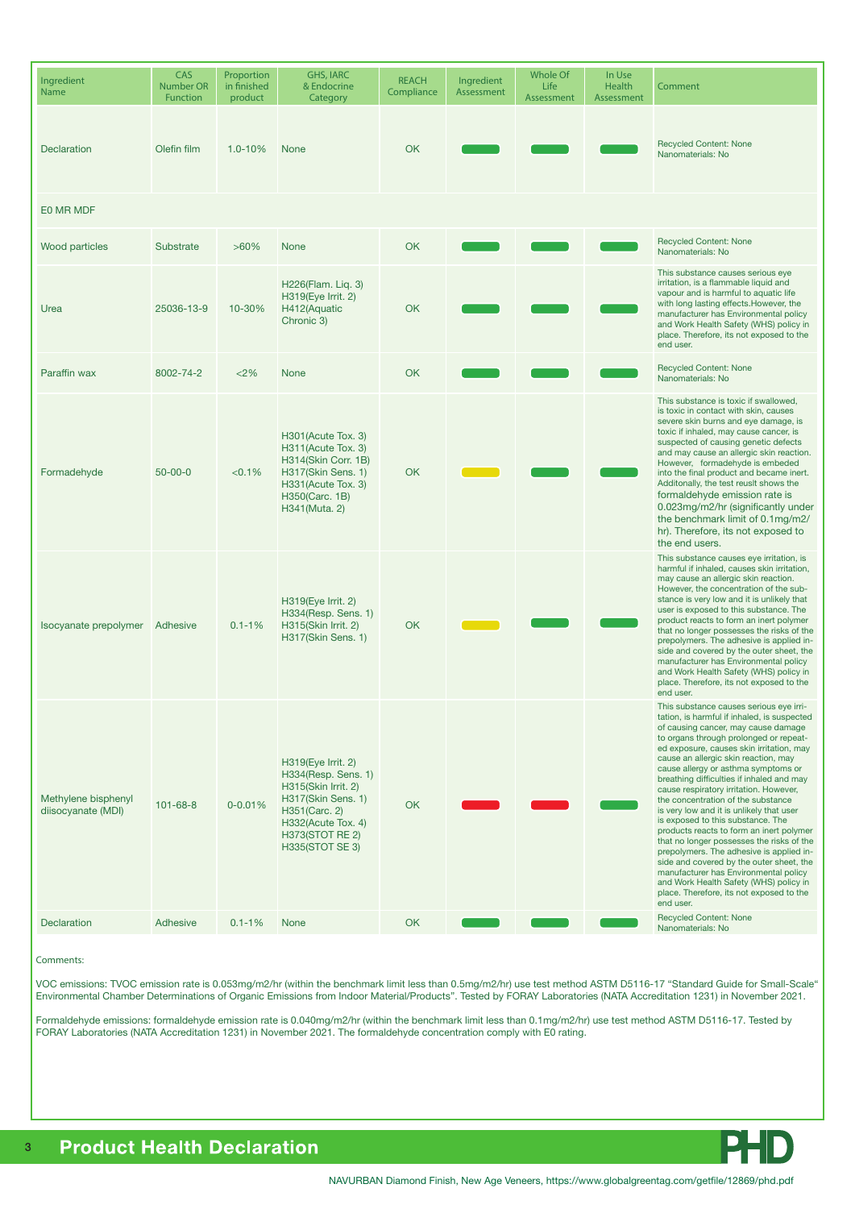| Ingredient Name | CAS Number OR Function | Proportion in finished product | GHS, IARC & Endocrine Category | REACH Compliance | Ingredient Assessment | Whole Of Life Assessment | In Use Health Assessment | Comment |
|---|---|---|---|---|---|---|---|---|
| Declaration | Olefin film | 1.0-10% | None | OK | Green | Green | Green | Recycled Content: None Nanomaterials: No |
| E0 MR MDF | | | | | | | | |
| Wood particles | Substrate | >60% | None | OK | Green | Green | Green | Recycled Content: None Nanomaterials: No |
| Urea | 25036-13-9 | 10-30% | H226(Flam. Liq. 3) H319(Eye Irrit. 2) H412(Aquatic Chronic 3) | OK | Green | Green | Green | This substance causes serious eye irritation, is a flammable liquid and vapour and is harmful to aquatic life with long lasting effects.However, the manufacturer has Environmental policy and Work Health Safety (WHS) policy in place. Therefore, its not exposed to the end user. |
| Paraffin wax | 8002-74-2 | <2% | None | OK | Green | Green | Green | Recycled Content: None Nanomaterials: No |
| Formadehyde | 50-00-0 | <0.1% | H301(Acute Tox. 3) H311(Acute Tox. 3) H314(Skin Corr. 1B) H317(Skin Sens. 1) H331(Acute Tox. 3) H350(Carc. 1B) H341(Muta. 2) | OK | Yellow | Green | Green | This substance is toxic if swallowed, is toxic in contact with skin, causes severe skin burns and eye damage, is toxic if inhaled, may cause cancer, is suspected of causing genetic defects and may cause an allergic skin reaction. However, formadehyde is embeded into the final product and became inert. Additonally, the test reuslt shows the formaldehyde emission rate is 0.023mg/m2/hr (significantly under the benchmark limit of 0.1mg/m2/hr). Therefore, its not exposed to the end users. |
| Isocyanate prepolymer | Adhesive | 0.1-1% | H319(Eye Irrit. 2) H334(Resp. Sens. 1) H315(Skin Irrit. 2) H317(Skin Sens. 1) | OK | Yellow | Green | Green | This substance causes eye irritation, is harmful if inhaled, causes skin irritation, may cause an allergic skin reaction. However, the concentration of the substance is very low and it is unlikely that user is exposed to this substance. The product reacts to form an inert polymer that no longer possesses the risks of the prepolymers. The adhesive is applied inside and covered by the outer sheet, the manufacturer has Environmental policy and Work Health Safety (WHS) policy in place. Therefore, its not exposed to the end user. |
| Methylene bisphenyl diisocyanate (MDI) | 101-68-8 | 0-0.01% | H319(Eye Irrit. 2) H334(Resp. Sens. 1) H315(Skin Irrit. 2) H317(Skin Sens. 1) H351(Carc. 2) H332(Acute Tox. 4) H373(STOT RE 2) H335(STOT SE 3) | OK | Red | Red | Green | This substance causes serious eye irritation, is harmful if inhaled, is suspected of causing cancer, may cause damage to organs through prolonged or repeated exposure, causes skin irritation, may cause an allergic skin reaction, may cause allergy or asthma symptoms or breathing difficulties if inhaled and may cause respiratory irritation. However, the concentration of the substance is very low and it is unlikely user is exposed to this substance. The products reacts to form an inert polymer that no longer possesses the risks of the prepolymers. The adhesive is applied inside and covered by the outer sheet, the manufacturer has Environmental policy and Work Health Safety (WHS) policy in place. Therefore, its not exposed to the end user. |
| Declaration | Adhesive | 0.1-1% | None | OK | Green | Green | Green | Recycled Content: None Nanomaterials: No |

Comments:

VOC emissions: TVOC emission rate is 0.053mg/m2/hr (within the benchmark limit less than 0.5mg/m2/hr) use test method ASTM D5116-17 "Standard Guide for Small-Scale" Environmental Chamber Determinations of Organic Emissions from Indoor Material/Products". Tested by FORAY Laboratories (NATA Accreditation 1231) in November 2021.

Formaldehyde emissions: formaldehyde emission rate is 0.040mg/m2/hr (within the benchmark limit less than 0.1mg/m2/hr) use test method ASTM D5116-17. Tested by FORAY Laboratories (NATA Accreditation 1231) in November 2021. The formaldehyde concentration comply with E0 rating.

## Product Health Declaration

NAVURBAN Diamond Finish, New Age Veneers, https://www.globalgreentag.com/getfile/12869/phd.pdf